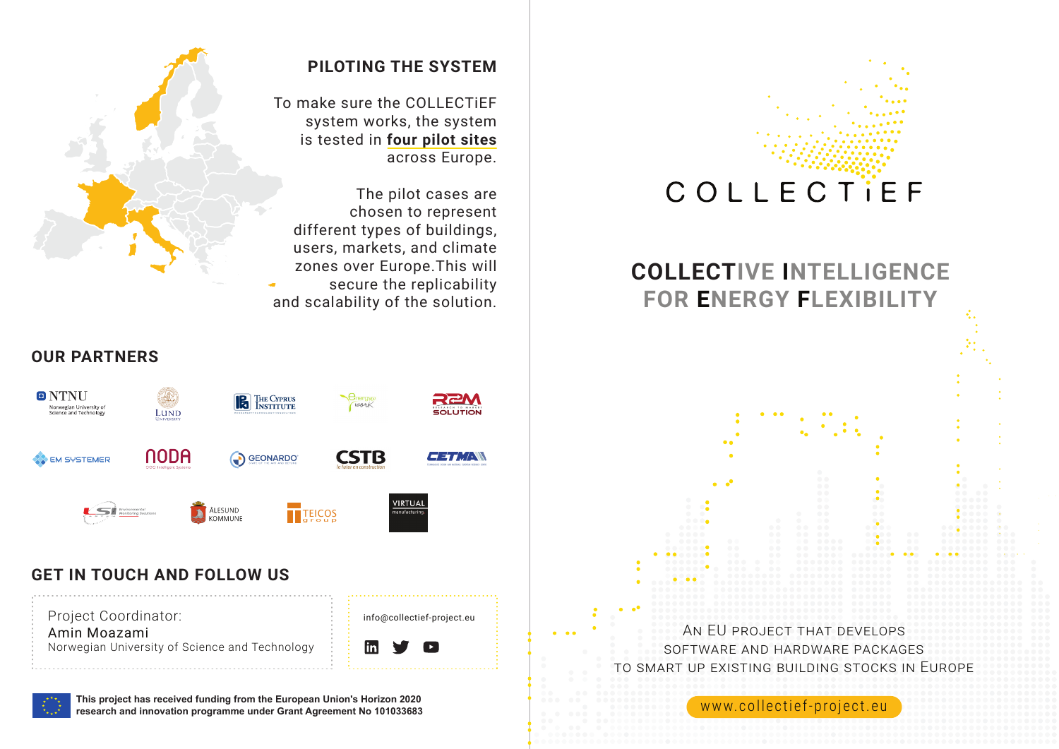## PILOTING THE SYSTEM

To make sure the COLLECTiEF system works, the system is tested in **four pilot sites** across Europe.

The pilot cases are chosen to represent different types of buildings, users, markets, and climate zones over Europe.This will secure the replicability and scalability of the solution.

## OUR PARTNERS

NTNU Norwegian University of Science and Technology

Lund University

The Cyprus Institute

Energy work

R2M Solution

EM Systemer

NODA Intelligent Systems

Geonardo

CSTB le futur en construction

CETMA

LSI Environmental Monitoring Solutions

Ålesund Kommune

TEICOS group

Virtual manufacturing

## GET IN TOUCH AND FOLLOW US

Project Coordinator:
Amin Moazami
Norwegian University of Science and Technology

info@collectief-project.eu

**This project has received funding from the European Union's Horizon 2020 research and innovation programme under Grant Agreement No 101033683**

# COLLECTiEF

## COLLECTIVE INTELLIGENCE FOR ENERGY FLEXIBILITY

AN EU PROJECT THAT DEVELOPS SOFTWARE AND HARDWARE PACKAGES TO SMART UP EXISTING BUILDING STOCKS IN EUROPE

www.collectief-project.eu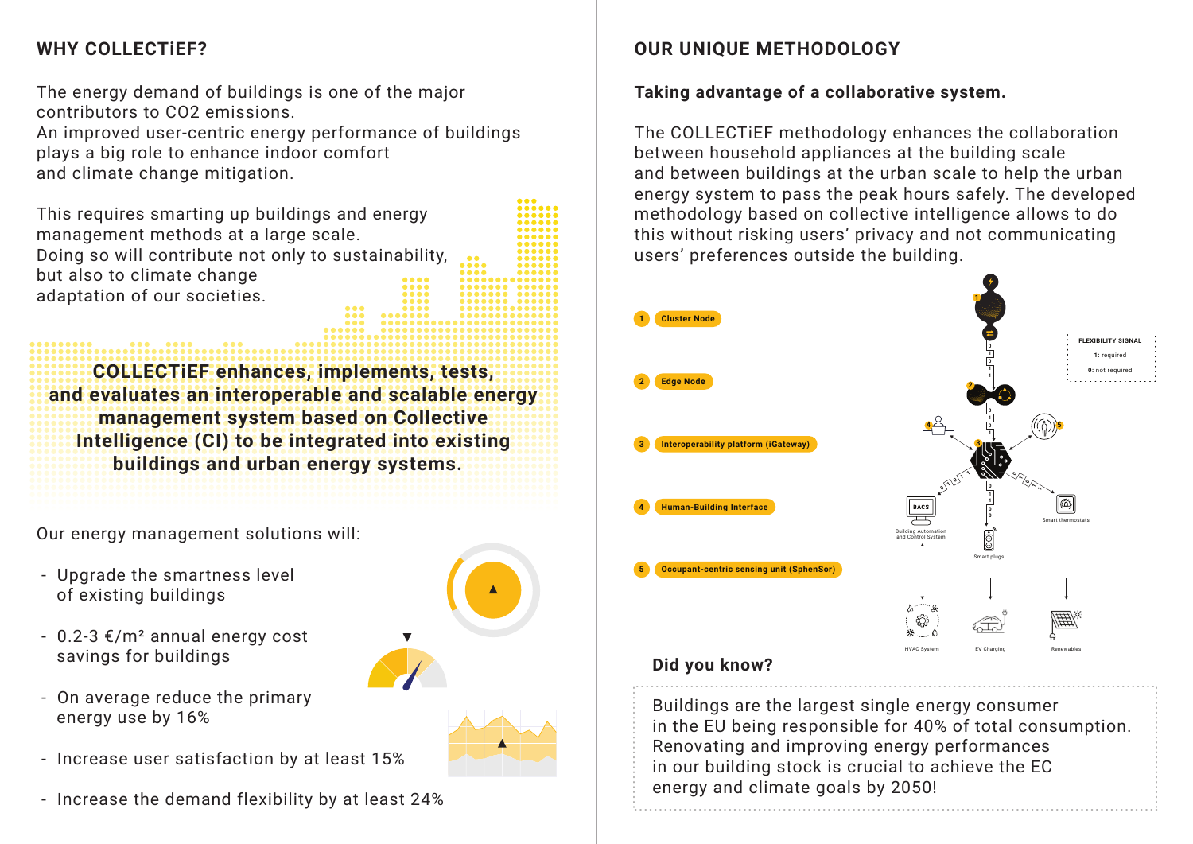## WHY COLLECTiEF?

The energy demand of buildings is one of the major contributors to $CO_2$ emissions.
An improved user-centric energy performance of buildings plays a big role to enhance indoor comfort and climate change mitigation.

This requires smarting up buildings and energy management methods at a large scale.
Doing so will contribute not only to sustainability, but also to climate change adaptation of our societies.

**COLLECTiEF enhances, implements, tests, and evaluates an interoperable and scalable energy management system based on Collective Intelligence (CI) to be integrated into existing buildings and urban energy systems.**

Our energy management solutions will:

- Upgrade the smartness level of existing buildings
- 0.2-3 €/m² annual energy cost savings for buildings
- On average reduce the primary energy use by 16%
- Increase user satisfaction by at least 15%
- Increase the demand flexibility by at least 24%

## OUR UNIQUE METHODOLOGY

**Taking advantage of a collaborative system.**

The COLLECTiEF methodology enhances the collaboration between household appliances at the building scale and between buildings at the urban scale to help the urban energy system to pass the peak hours safely. The developed methodology based on collective intelligence allows to do this without risking users' privacy and not communicating users' preferences outside the building.

1 Cluster Node
2 Edge Node
3 Interoperability platform (iGateway)
4 Human-Building Interface
5 Occupant-centric sensing unit (SphenSor)

FLEXIBILITY SIGNAL
1: required
0: not required

BACS
Building Automation and Control System
Smart plugs
Smart thermostats
HVAC System
EV Charging
Renewables

### Did you know?

Buildings are the largest single energy consumer in the EU being responsible for 40% of total consumption. Renovating and improving energy performances in our building stock is crucial to achieve the EC energy and climate goals by 2050!